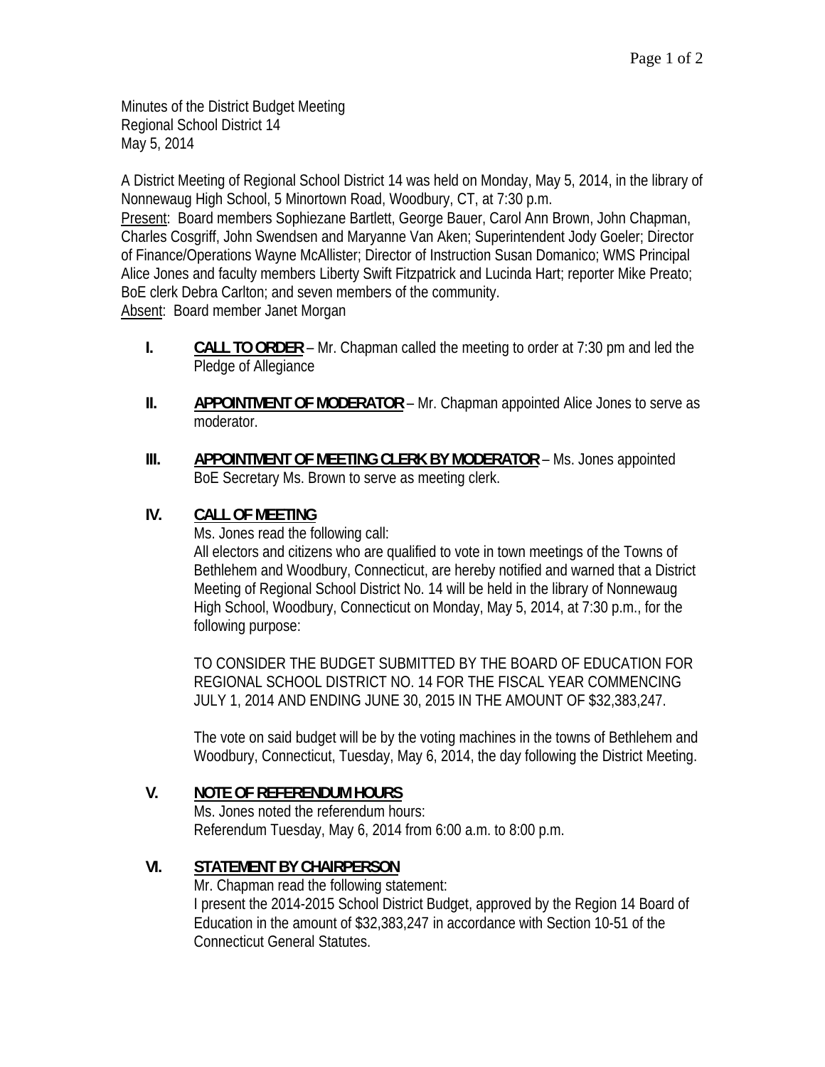Minutes of the District Budget Meeting
Regional School District 14
May 5, 2014

A District Meeting of Regional School District 14 was held on Monday, May 5, 2014, in the library of Nonnewaug High School, 5 Minortown Road, Woodbury, CT, at 7:30 p.m.
Present: Board members Sophiezane Bartlett, George Bauer, Carol Ann Brown, John Chapman, Charles Cosgriff, John Swendsen and Maryanne Van Aken; Superintendent Jody Goeler; Director of Finance/Operations Wayne McAllister; Director of Instruction Susan Domanico; WMS Principal Alice Jones and faculty members Liberty Swift Fitzpatrick and Lucinda Hart; reporter Mike Preato; BoE clerk Debra Carlton; and seven members of the community.
Absent: Board member Janet Morgan

**I. CALL TO ORDER** – Mr. Chapman called the meeting to order at 7:30 pm and led the Pledge of Allegiance

**II. APPOINTMENT OF MODERATOR** – Mr. Chapman appointed Alice Jones to serve as moderator.

**III. APPOINTMENT OF MEETING CLERK BY MODERATOR** – Ms. Jones appointed BoE Secretary Ms. Brown to serve as meeting clerk.

**IV. CALL OF MEETING**

Ms. Jones read the following call:
All electors and citizens who are qualified to vote in town meetings of the Towns of Bethlehem and Woodbury, Connecticut, are hereby notified and warned that a District Meeting of Regional School District No. 14 will be held in the library of Nonnewaug High School, Woodbury, Connecticut on Monday, May 5, 2014, at 7:30 p.m., for the following purpose:

TO CONSIDER THE BUDGET SUBMITTED BY THE BOARD OF EDUCATION FOR REGIONAL SCHOOL DISTRICT NO. 14 FOR THE FISCAL YEAR COMMENCING JULY 1, 2014 AND ENDING JUNE 30, 2015 IN THE AMOUNT OF $32,383,247.

The vote on said budget will be by the voting machines in the towns of Bethlehem and Woodbury, Connecticut, Tuesday, May 6, 2014, the day following the District Meeting.

**V. NOTE OF REFERENDUM HOURS**

Ms. Jones noted the referendum hours:
Referendum Tuesday, May 6, 2014 from 6:00 a.m. to 8:00 p.m.

**VI. STATEMENT BY CHAIRPERSON**

Mr. Chapman read the following statement:
I present the 2014-2015 School District Budget, approved by the Region 14 Board of Education in the amount of $32,383,247 in accordance with Section 10-51 of the Connecticut General Statutes.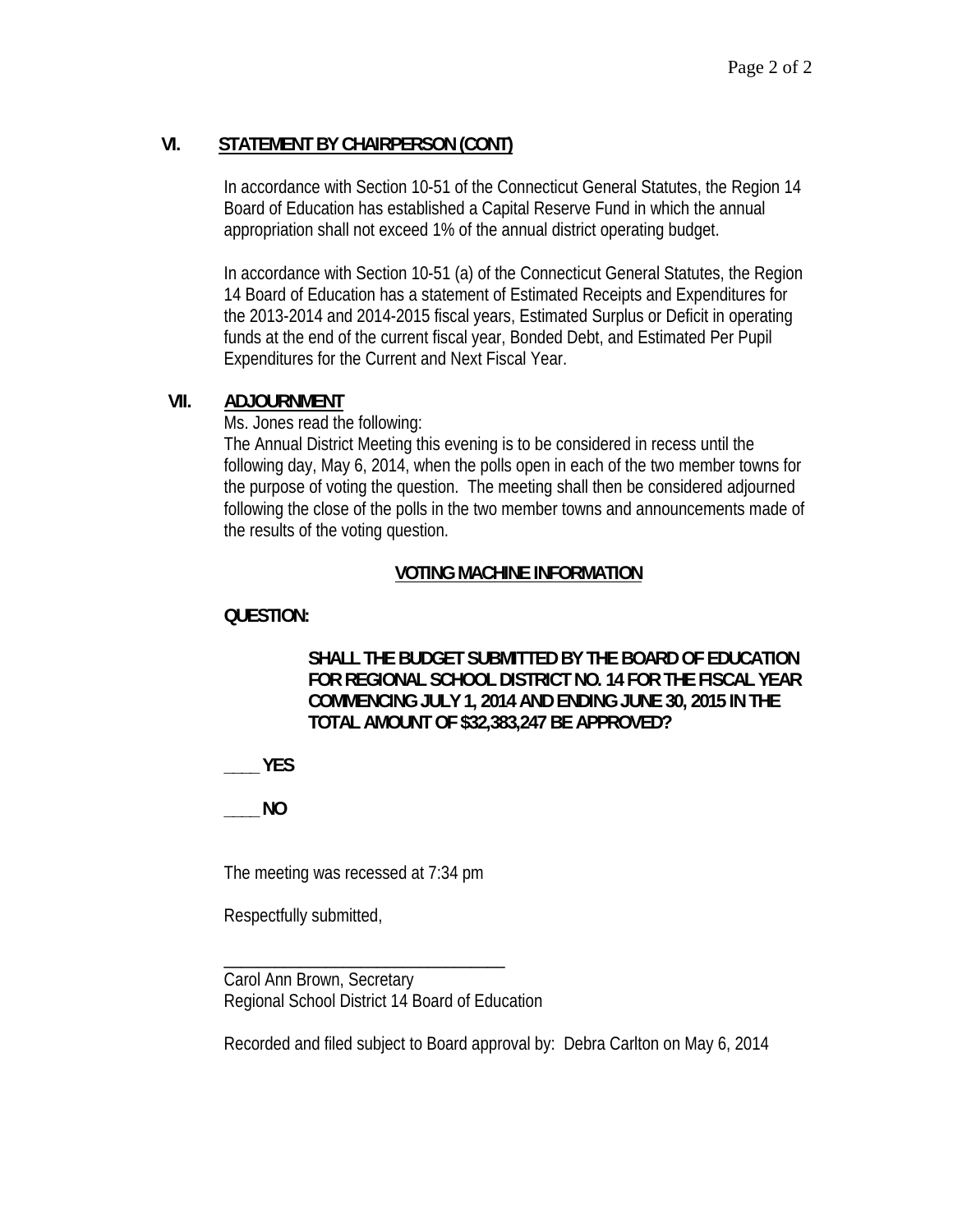## VI. STATEMENT BY CHAIRPERSON (CONT)

In accordance with Section 10-51 of the Connecticut General Statutes, the Region 14 Board of Education has established a Capital Reserve Fund in which the annual appropriation shall not exceed 1% of the annual district operating budget.

In accordance with Section 10-51 (a) of the Connecticut General Statutes, the Region 14 Board of Education has a statement of Estimated Receipts and Expenditures for the 2013-2014 and 2014-2015 fiscal years, Estimated Surplus or Deficit in operating funds at the end of the current fiscal year, Bonded Debt, and Estimated Per Pupil Expenditures for the Current and Next Fiscal Year.

## VII. ADJOURNMENT

Ms. Jones read the following:
The Annual District Meeting this evening is to be considered in recess until the following day, May 6, 2014, when the polls open in each of the two member towns for the purpose of voting the question. The meeting shall then be considered adjourned following the close of the polls in the two member towns and announcements made of the results of the voting question.

**VOTING MACHINE INFORMATION**

**QUESTION:**

> **SHALL THE BUDGET SUBMITTED BY THE BOARD OF EDUCATION FOR REGIONAL SCHOOL DISTRICT NO. 14 FOR THE FISCAL YEAR COMMENCING JULY 1, 2014 AND ENDING JUNE 30, 2015 IN THE TOTAL AMOUNT OF $32,383,247 BE APPROVED?**

**____ YES**

**____ NO**

The meeting was recessed at 7:34 pm

Respectfully submitted,

________________________________
Carol Ann Brown, Secretary
Regional School District 14 Board of Education

Recorded and filed subject to Board approval by: Debra Carlton on May 6, 2014